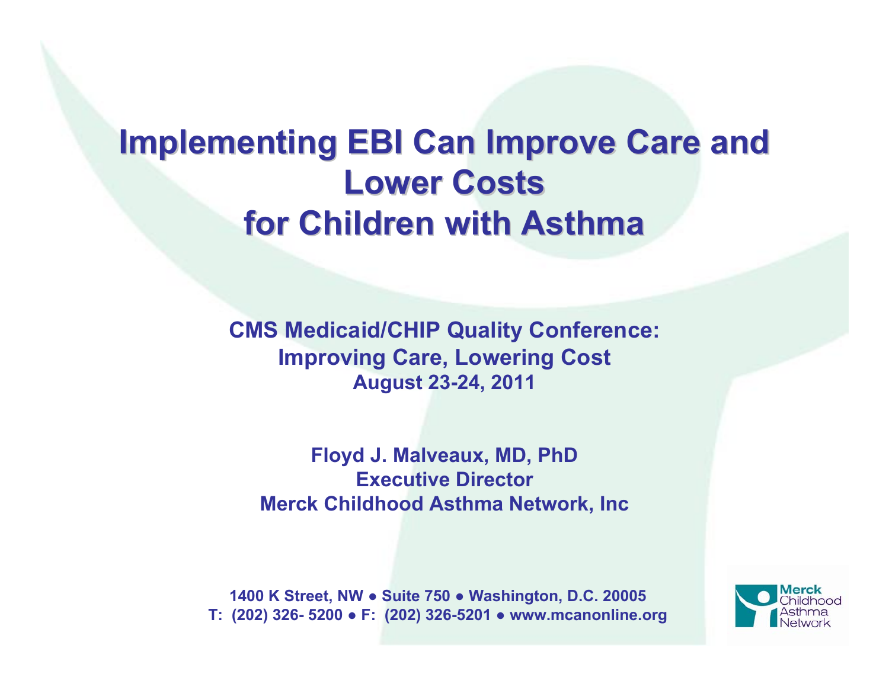# Implementing EBI Can Improve Care and Lower Costs for Children with Asthma

**CMS Medicaid/CHIP Quality Conference:**
**Improving Care, Lowering Cost**
**August 23-24, 2011**

**Floyd J. Malveaux, MD, PhD**
**Executive Director**
**Merck Childhood Asthma Network, Inc**

**1400 K Street, NW ● Suite 750 ● Washington, D.C. 20005**
**T: (202) 326- 5200 ● F: (202) 326-5201 ● www.mcanonline.org**

Merck Childhood Asthma Network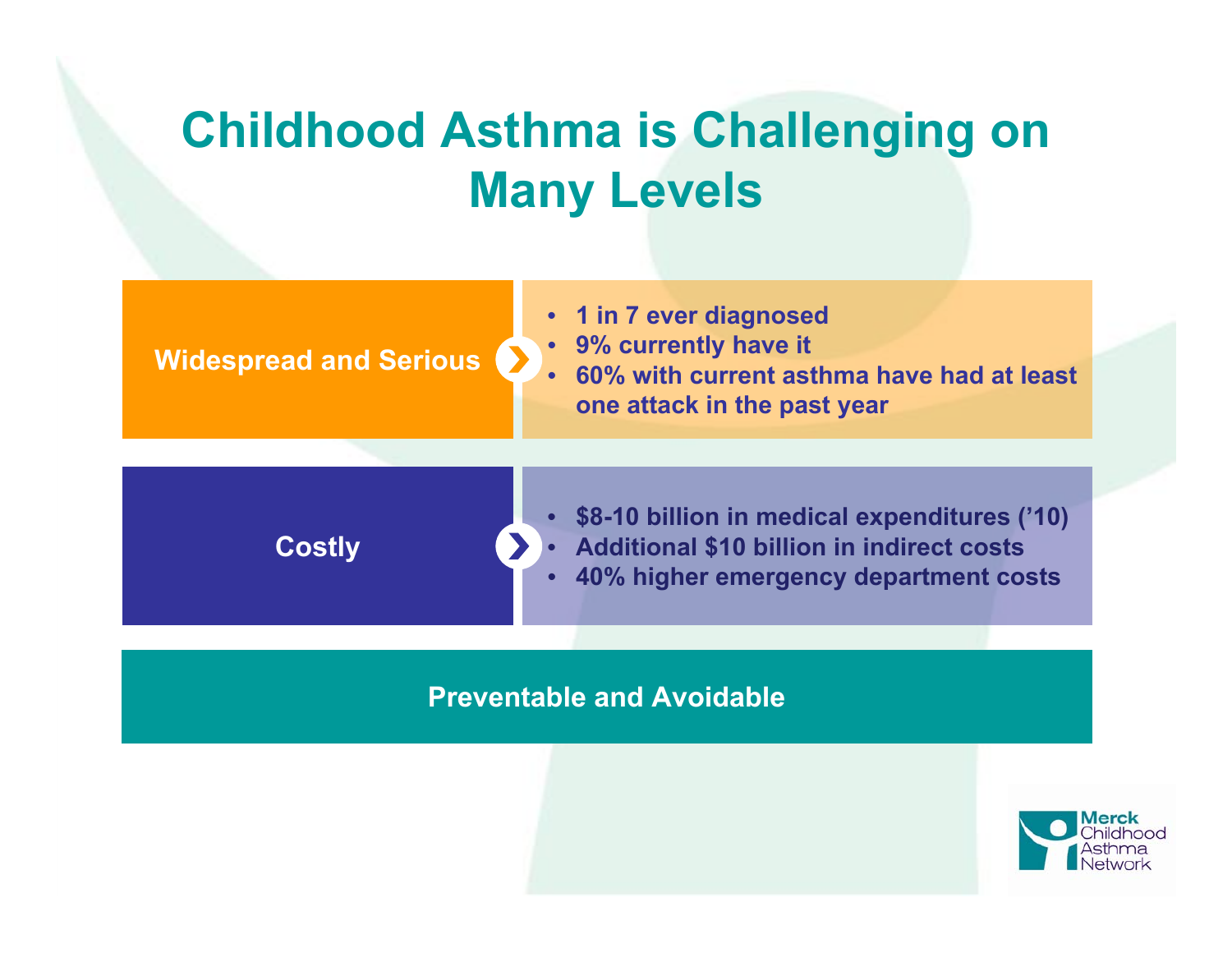# Childhood Asthma is Challenging on Many Levels

**Widespread and Serious**

- 1 in 7 ever diagnosed
- 9% currently have it
- 60% with current asthma have had at least one attack in the past year

**Costly**

- $8-10 billion in medical expenditures ('10)
- Additional $10 billion in indirect costs
- 40% higher emergency department costs

**Preventable and Avoidable**

Merck Childhood Asthma Network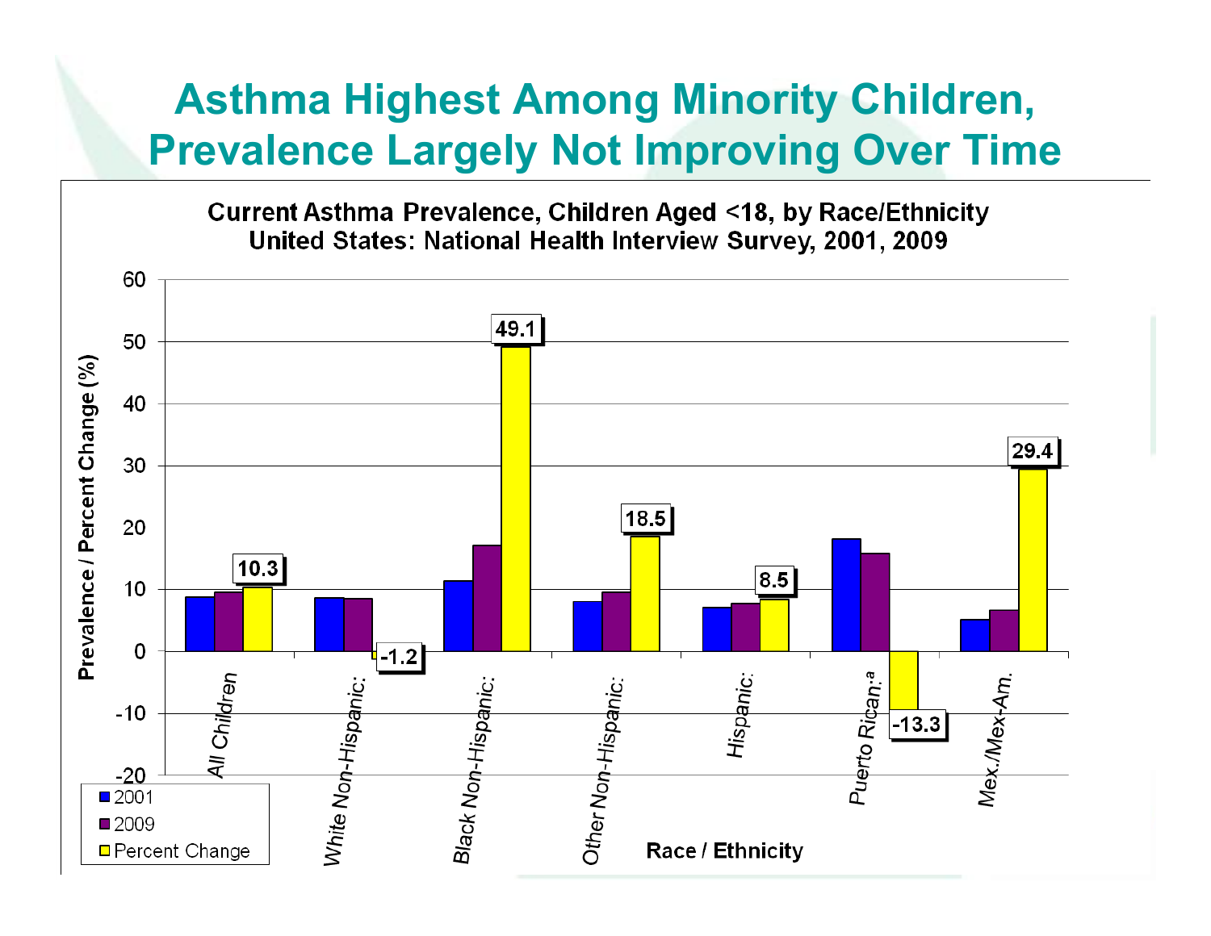# Asthma Highest Among Minority Children, Prevalence Largely Not Improving Over Time

**Current Asthma Prevalence, Children Aged <18, by Race/Ethnicity**
**United States: National Health Interview Survey, 2001, 2009**

| Race / Ethnicity | 2001 | 2009 | Percent Change |
|---|---|---|---|
| All Children | | | 10.3 |
| White Non-Hispanic: | | | -1.2 |
| Black Non-Hispanic: | | | 49.1 |
| Other Non-Hispanic: | | | 18.5 |
| Hispanic: | | | 8.5 |
| Puerto Rican:[a] | | | -13.3 |
| Mex./Mex-Am. | | | 29.4 |

Prevalence / Percent Change (%)

Race / Ethnicity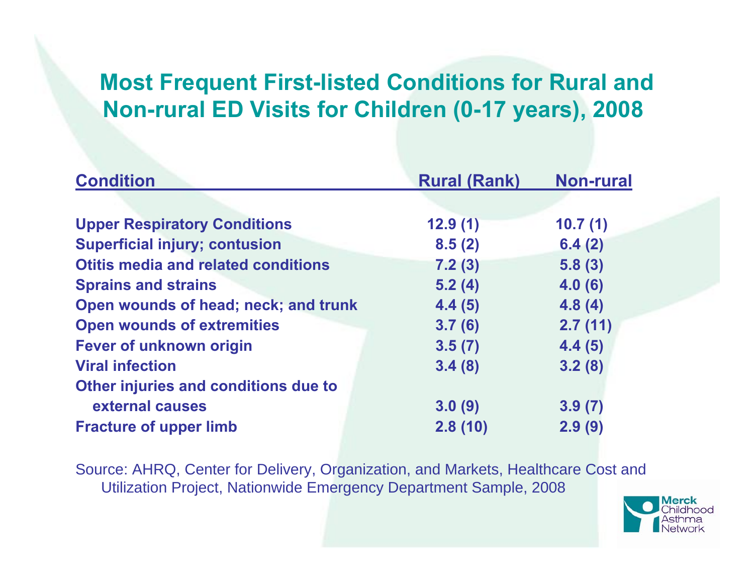## Most Frequent First-listed Conditions for Rural and Non-rural ED Visits for Children (0-17 years), 2008

| Condition | Rural (Rank) | Non-rural |
|---|---|---|
| Upper Respiratory Conditions | 12.9 (1) | 10.7 (1) |
| Superficial injury; contusion | 8.5 (2) | 6.4 (2) |
| Otitis media and related conditions | 7.2 (3) | 5.8 (3) |
| Sprains and strains | 5.2 (4) | 4.0 (6) |
| Open wounds of head; neck; and trunk | 4.4 (5) | 4.8 (4) |
| Open wounds of extremities | 3.7 (6) | 2.7 (11) |
| Fever of unknown origin | 3.5 (7) | 4.4 (5) |
| Viral infection | 3.4 (8) | 3.2 (8) |
| Other injuries and conditions due to external causes | 3.0 (9) | 3.9 (7) |
| Fracture of upper limb | 2.8 (10) | 2.9 (9) |

Source: AHRQ, Center for Delivery, Organization, and Markets, Healthcare Cost and Utilization Project, Nationwide Emergency Department Sample, 2008

Merck Childhood Asthma Network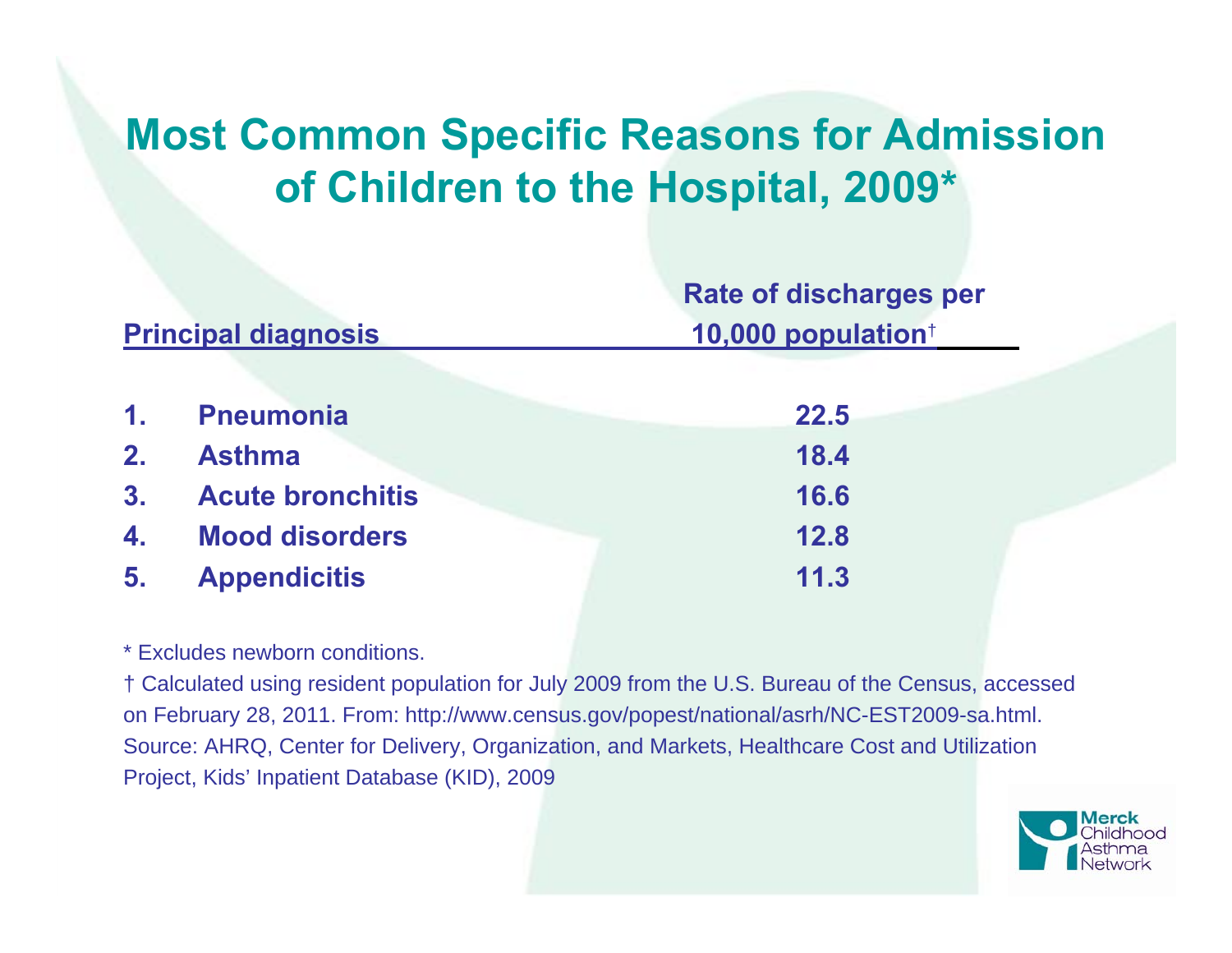# Most Common Specific Reasons for Admission of Children to the Hospital, 2009*

| Principal diagnosis | Rate of discharges per 10,000 population† |
|---|---|
| 1. Pneumonia | 22.5 |
| 2. Asthma | 18.4 |
| 3. Acute bronchitis | 16.6 |
| 4. Mood disorders | 12.8 |
| 5. Appendicitis | 11.3 |

* Excludes newborn conditions.

† Calculated using resident population for July 2009 from the U.S. Bureau of the Census, accessed on February 28, 2011. From: http://www.census.gov/popest/national/asrh/NC-EST2009-sa.html.

Source: AHRQ, Center for Delivery, Organization, and Markets, Healthcare Cost and Utilization Project, Kids' Inpatient Database (KID), 2009

Merck Childhood Asthma Network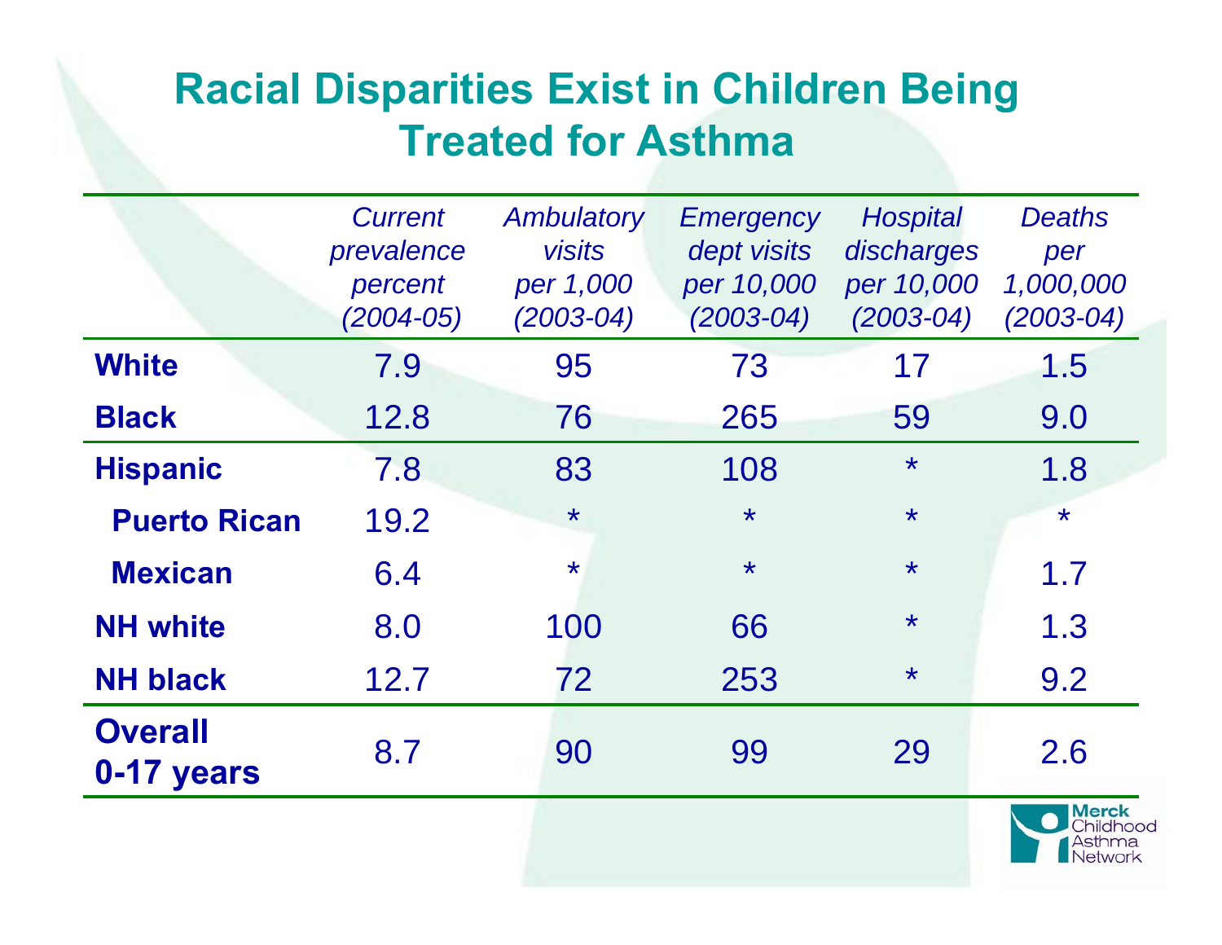# Racial Disparities Exist in Children Being Treated for Asthma

| | *Current prevalence percent (2004-05)* | *Ambulatory visits per 1,000 (2003-04)* | *Emergency dept visits per 10,000 (2003-04)* | *Hospital discharges per 10,000 (2003-04)* | *Deaths per 1,000,000 (2003-04)* |
|---|---|---|---|---|---|
| **White** | 7.9 | 95 | 73 | 17 | 1.5 |
| **Black** | 12.8 | 76 | 265 | 59 | 9.0 |
| **Hispanic** | 7.8 | 83 | 108 | * | 1.8 |
| **Puerto Rican** | 19.2 | * | * | * | * |
| **Mexican** | 6.4 | * | * | * | 1.7 |
| **NH white** | 8.0 | 100 | 66 | * | 1.3 |
| **NH black** | 12.7 | 72 | 253 | * | 9.2 |
| **Overall 0-17 years** | 8.7 | 90 | 99 | 29 | 2.6 |

Merck Childhood Asthma Network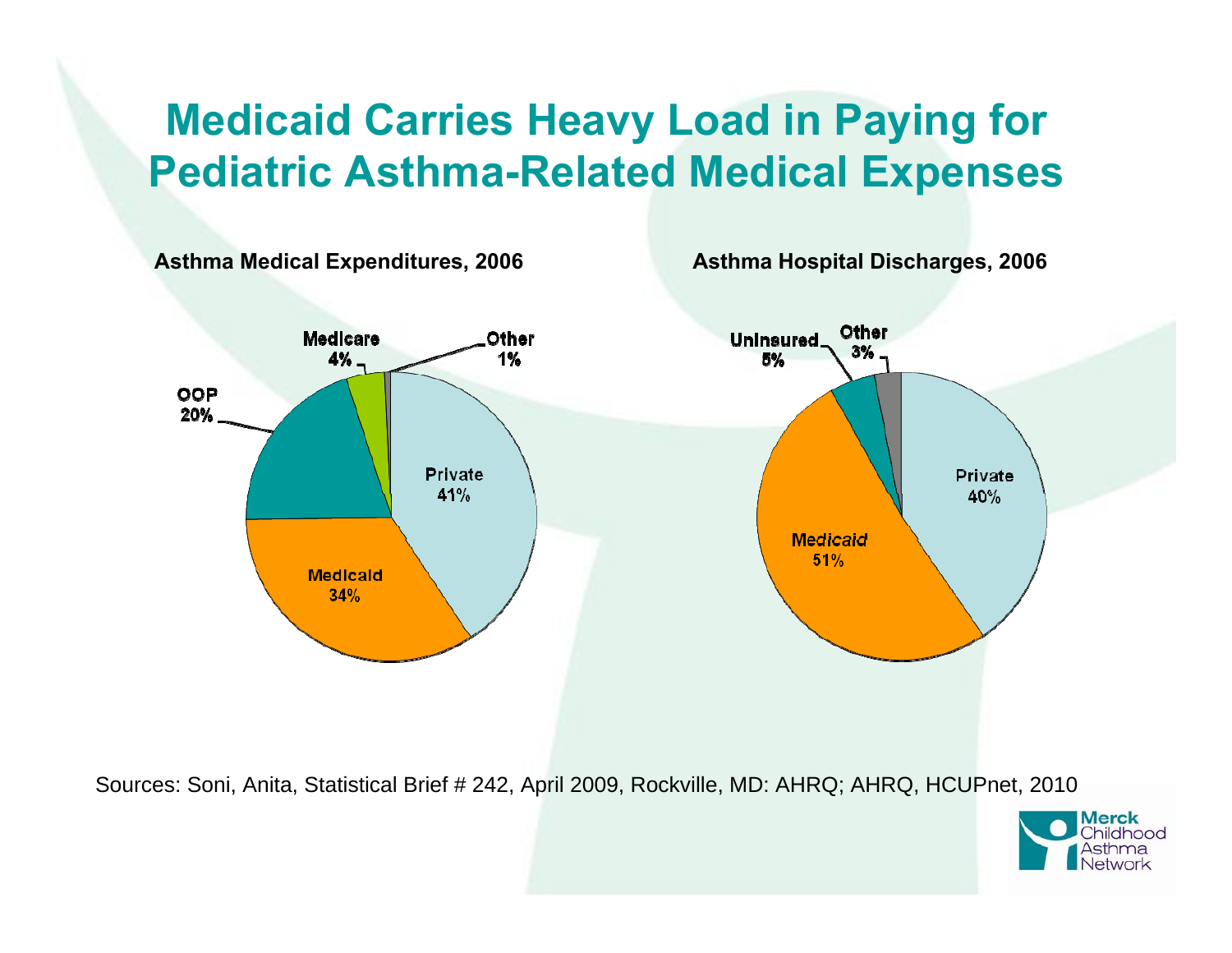# Medicaid Carries Heavy Load in Paying for Pediatric Asthma-Related Medical Expenses

**Asthma Medical Expenditures, 2006**

| Payer | Share |
|---|---|
| Private | 41% |
| Medicaid | 34% |
| OOP | 20% |
| Medicare | 4% |
| Other | 1% |

**Asthma Hospital Discharges, 2006**

| Payer | Share |
|---|---|
| Private | 40% |
| Medicaid | 51% |
| Uninsured | 5% |
| Other | 3% |

Sources: Soni, Anita, Statistical Brief # 242, April 2009, Rockville, MD: AHRQ; AHRQ, HCUPnet, 2010

Merck Childhood Asthma Network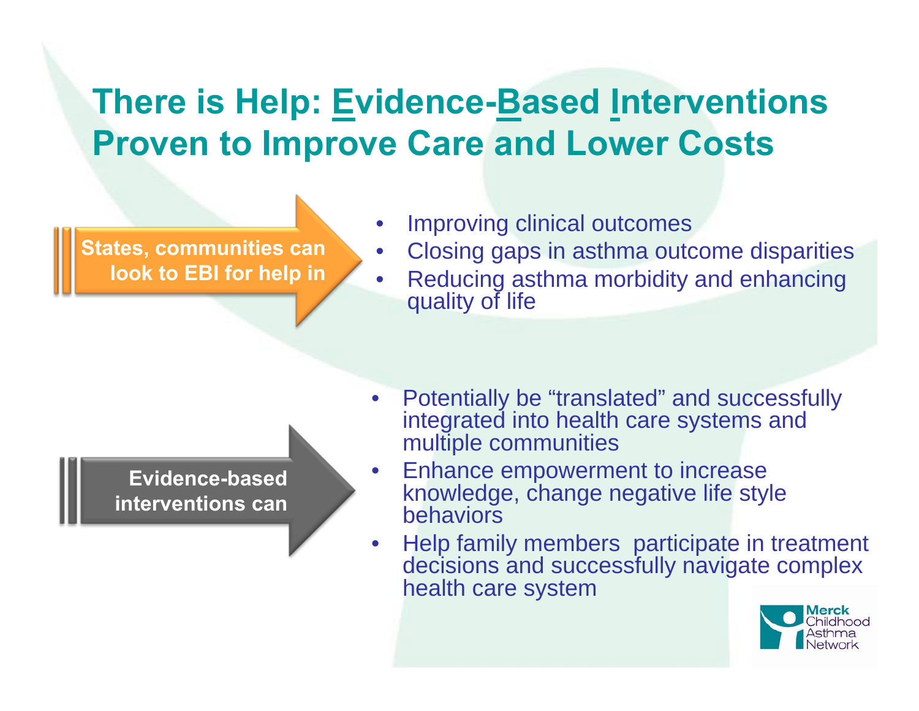# There is Help: Evidence-Based Interventions Proven to Improve Care and Lower Costs

**States, communities can look to EBI for help in**

- Improving clinical outcomes
- Closing gaps in asthma outcome disparities
- Reducing asthma morbidity and enhancing quality of life

**Evidence-based interventions can**

- Potentially be "translated" and successfully integrated into health care systems and multiple communities
- Enhance empowerment to increase knowledge, change negative life style behaviors
- Help family members participate in treatment decisions and successfully navigate complex health care system

Merck Childhood Asthma Network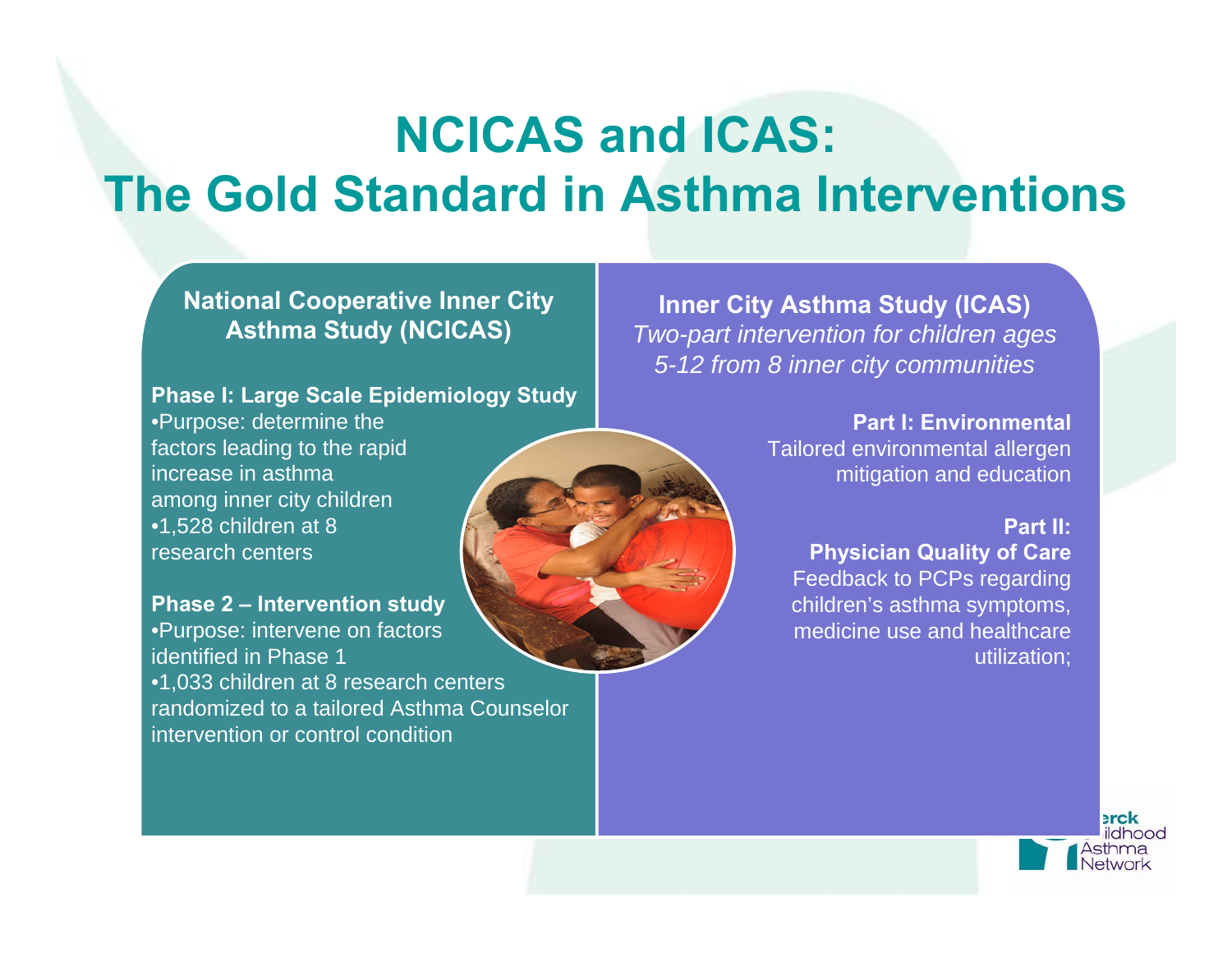# NCICAS and ICAS: The Gold Standard in Asthma Interventions

## National Cooperative Inner City Asthma Study (NCICAS)

**Phase I: Large Scale Epidemiology Study**

- Purpose: determine the factors leading to the rapid increase in asthma among inner city children
- 1,528 children at 8 research centers

**Phase 2 – Intervention study**

- Purpose: intervene on factors identified in Phase 1
- 1,033 children at 8 research centers randomized to a tailored Asthma Counselor intervention or control condition

## Inner City Asthma Study (ICAS)

*Two-part intervention for children ages 5-12 from 8 inner city communities*

**Part I: Environmental**

Tailored environmental allergen mitigation and education

**Part II: Physician Quality of Care**

Feedback to PCPs regarding children's asthma symptoms, medicine use and healthcare utilization;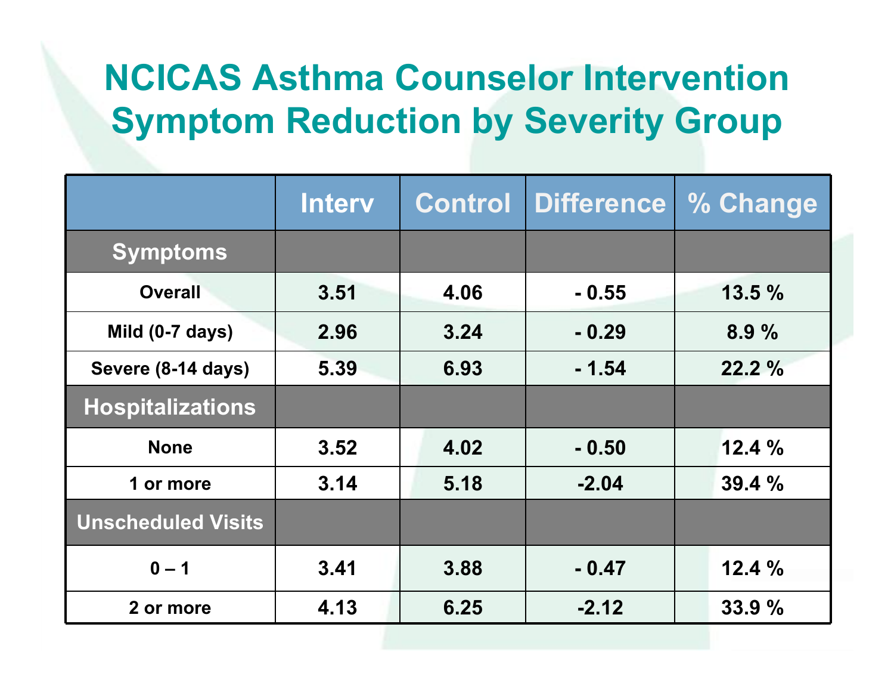# NCICAS Asthma Counselor Intervention Symptom Reduction by Severity Group

| | Interv | Control | Difference | % Change |
|---|---|---|---|---|
| **Symptoms** | | | | |
| Overall | 3.51 | 4.06 | - 0.55 | 13.5 % |
| Mild (0-7 days) | 2.96 | 3.24 | - 0.29 | 8.9 % |
| Severe (8-14 days) | 5.39 | 6.93 | - 1.54 | 22.2 % |
| **Hospitalizations** | | | | |
| None | 3.52 | 4.02 | - 0.50 | 12.4 % |
| 1 or more | 3.14 | 5.18 | -2.04 | 39.4 % |
| **Unscheduled Visits** | | | | |
| 0 – 1 | 3.41 | 3.88 | - 0.47 | 12.4 % |
| 2 or more | 4.13 | 6.25 | -2.12 | 33.9 % |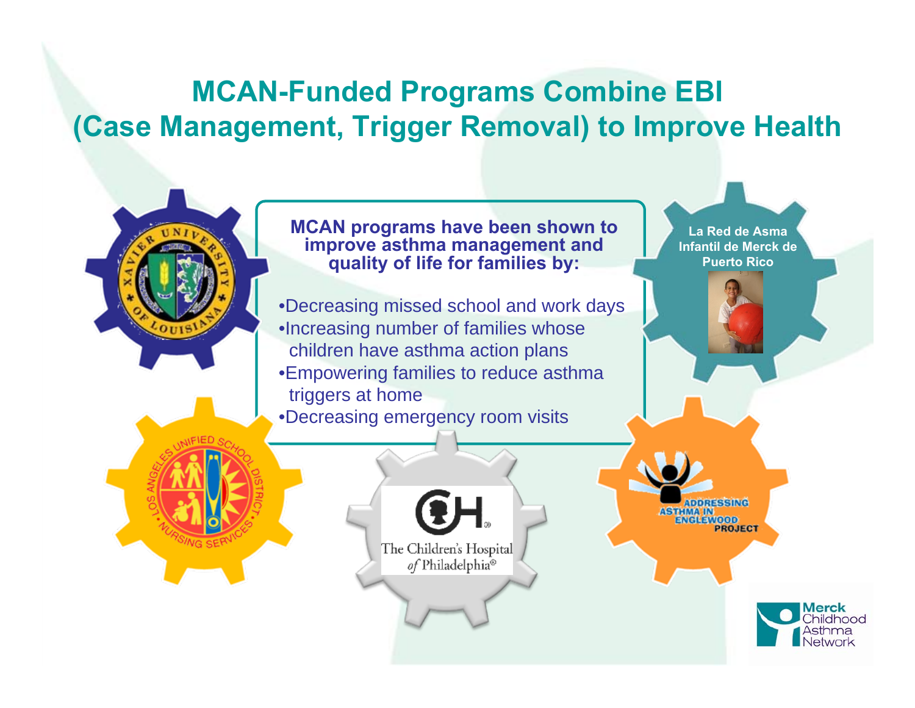# MCAN-Funded Programs Combine EBI (Case Management, Trigger Removal) to Improve Health

**MCAN programs have been shown to improve asthma management and quality of life for families by:**

- Decreasing missed school and work days
- Increasing number of families whose children have asthma action plans
- Empowering families to reduce asthma triggers at home
- Decreasing emergency room visits

Xavier University of Louisiana

La Red de Asma Infantil de Merck de Puerto Rico

Los Angeles Unified School District Nursing Services

The Children's Hospital of Philadelphia®

Addressing Asthma in Englewood Project

Merck Childhood Asthma Network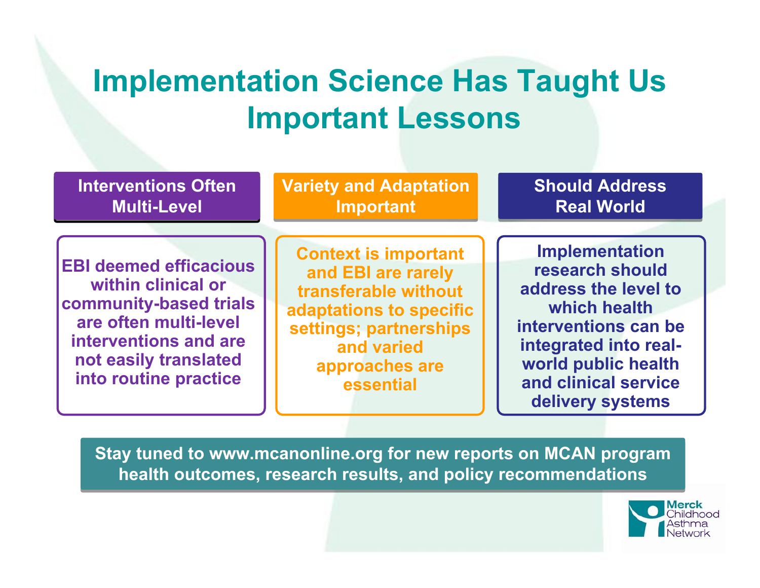# Implementation Science Has Taught Us Important Lessons

### Interventions Often Multi-Level

EBI deemed efficacious within clinical or community-based trials are often multi-level interventions and are not easily translated into routine practice

### Variety and Adaptation Important

Context is important and EBI are rarely transferable without adaptations to specific settings; partnerships and varied approaches are essential

### Should Address Real World

Implementation research should address the level to which health interventions can be integrated into real-world public health and clinical service delivery systems

**Stay tuned to www.mcanonline.org for new reports on MCAN program health outcomes, research results, and policy recommendations**

Merck Childhood Asthma Network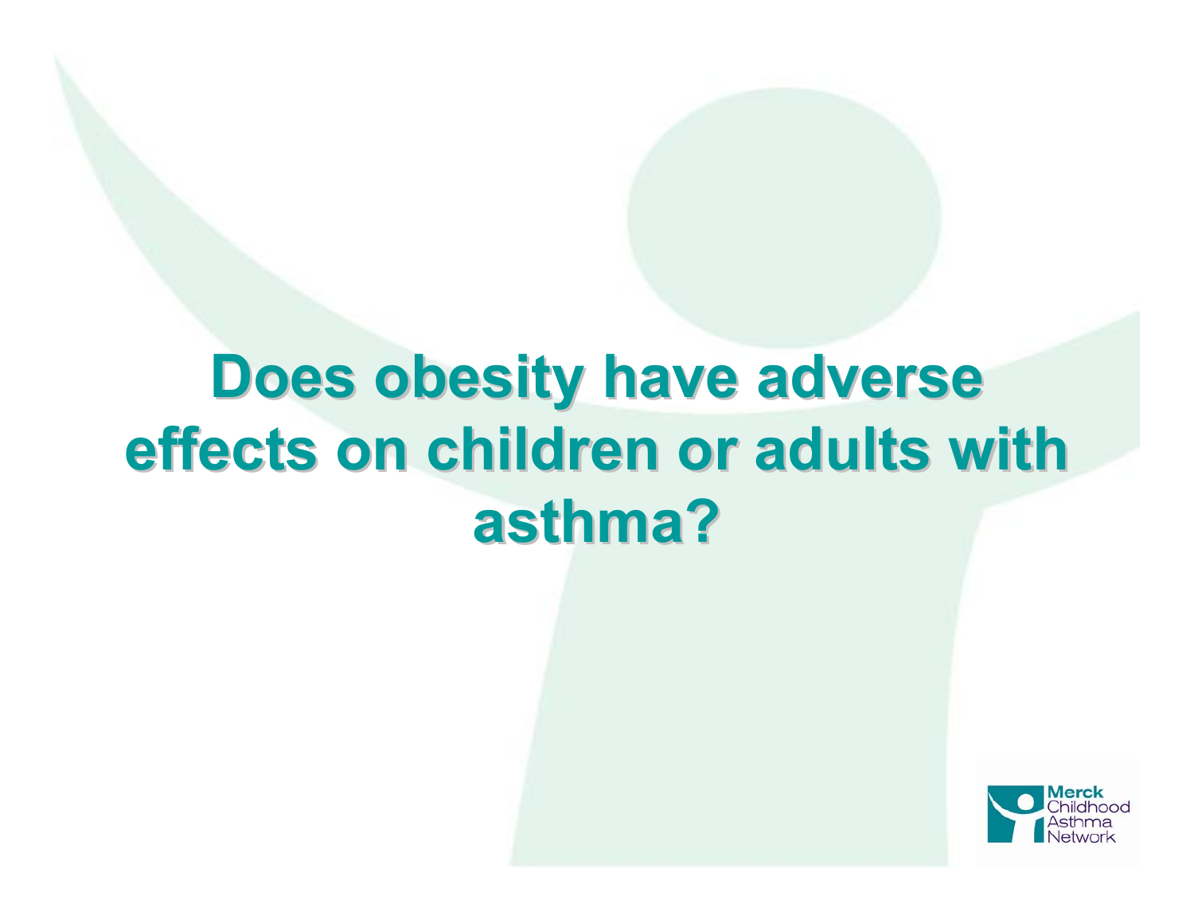# Does obesity have adverse effects on children or adults with asthma?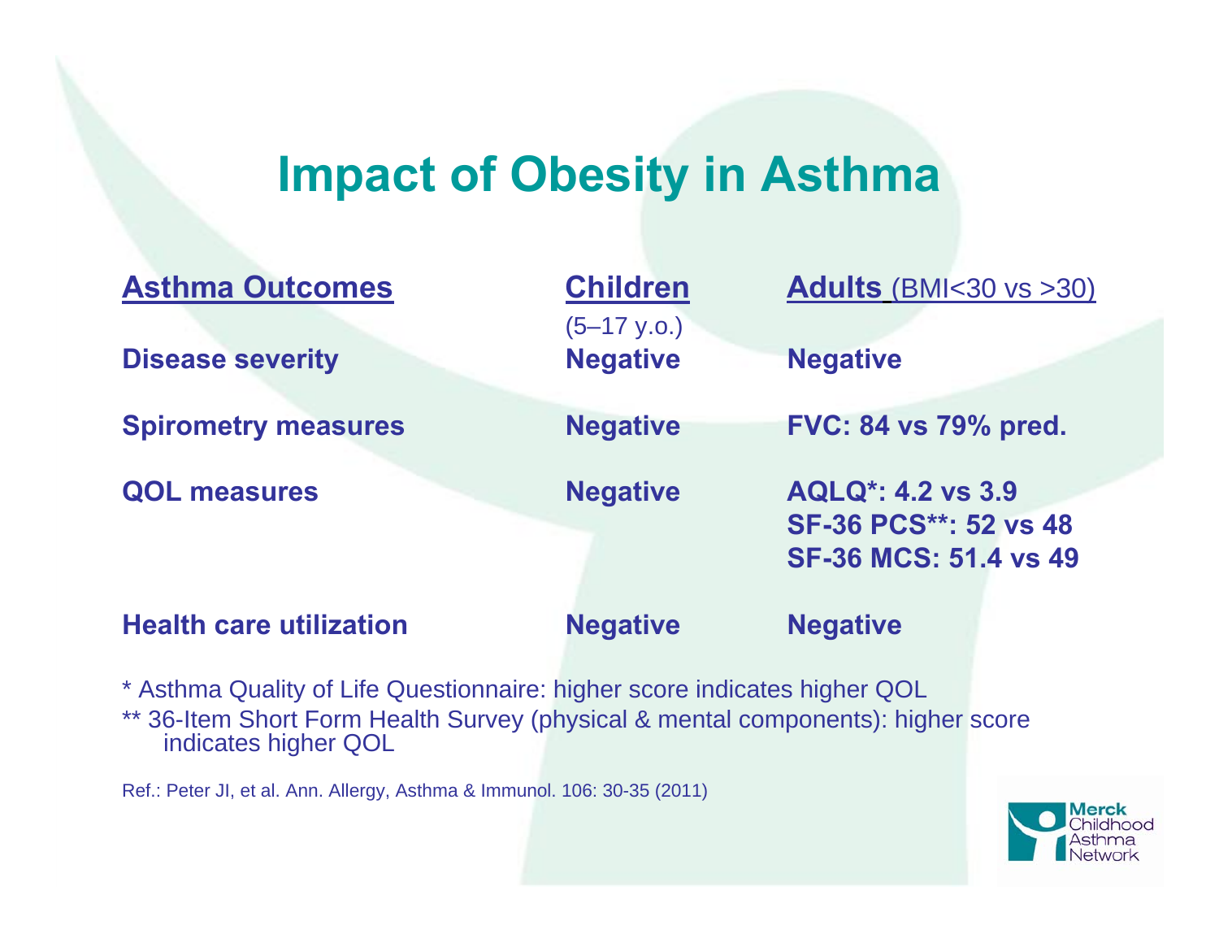# Impact of Obesity in Asthma

| Asthma Outcomes | Children (5–17 y.o.) | Adults (BMI<30 vs >30) |
| --- | --- | --- |
| Disease severity | Negative | Negative |
| Spirometry measures | Negative | FVC: 84 vs 79% pred. |
| QOL measures | Negative | AQLQ*: 4.2 vs 3.9<br>SF-36 PCS**: 52 vs 48<br>SF-36 MCS: 51.4 vs 49 |
| Health care utilization | Negative | Negative |

\* Asthma Quality of Life Questionnaire: higher score indicates higher QOL

\*\* 36-Item Short Form Health Survey (physical & mental components): higher score indicates higher QOL

Ref.: Peter JI, et al. Ann. Allergy, Asthma & Immunol. 106: 30-35 (2011)

Merck Childhood Asthma Network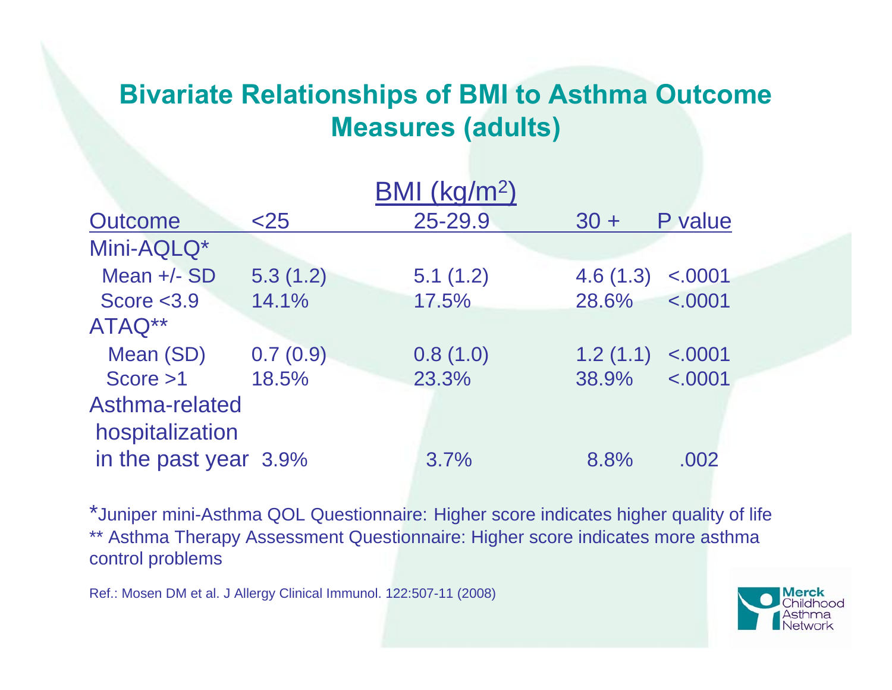# Bivariate Relationships of BMI to Asthma Outcome Measures (adults)

| Outcome | BMI ($kg/m^2$) <25 | 25-29.9 | 30 + | P value |
|---|---|---|---|---|
| Mini-AQLQ* | | | | |
| Mean +/- SD | 5.3 (1.2) | 5.1 (1.2) | 4.6 (1.3) | <.0001 |
| Score <3.9 | 14.1% | 17.5% | 28.6% | <.0001 |
| ATAQ** | | | | |
| Mean (SD) | 0.7 (0.9) | 0.8 (1.0) | 1.2 (1.1) | <.0001 |
| Score >1 | 18.5% | 23.3% | 38.9% | <.0001 |
| Asthma-related hospitalization in the past year | 3.9% | 3.7% | 8.8% | .002 |

*Juniper mini-Asthma QOL Questionnaire: Higher score indicates higher quality of life
** Asthma Therapy Assessment Questionnaire: Higher score indicates more asthma control problems

Ref.: Mosen DM et al. J Allergy Clinical Immunol. 122:507-11 (2008)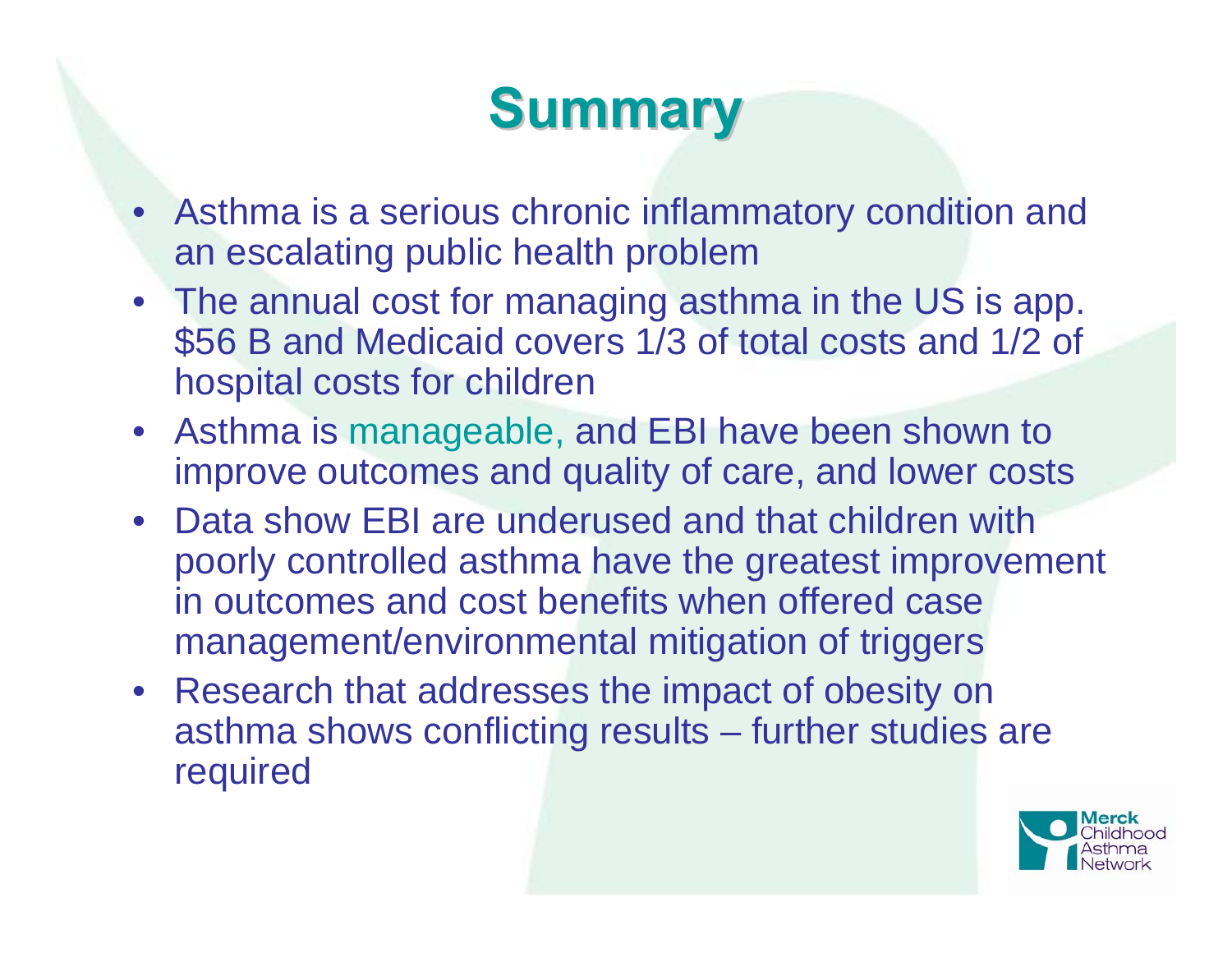# Summary

- Asthma is a serious chronic inflammatory condition and an escalating public health problem
- The annual cost for managing asthma in the US is app. $56 B and Medicaid covers 1/3 of total costs and 1/2 of hospital costs for children
- Asthma is manageable, and EBI have been shown to improve outcomes and quality of care, and lower costs
- Data show EBI are underused and that children with poorly controlled asthma have the greatest improvement in outcomes and cost benefits when offered case management/environmental mitigation of triggers
- Research that addresses the impact of obesity on asthma shows conflicting results – further studies are required

Merck Childhood Asthma Network